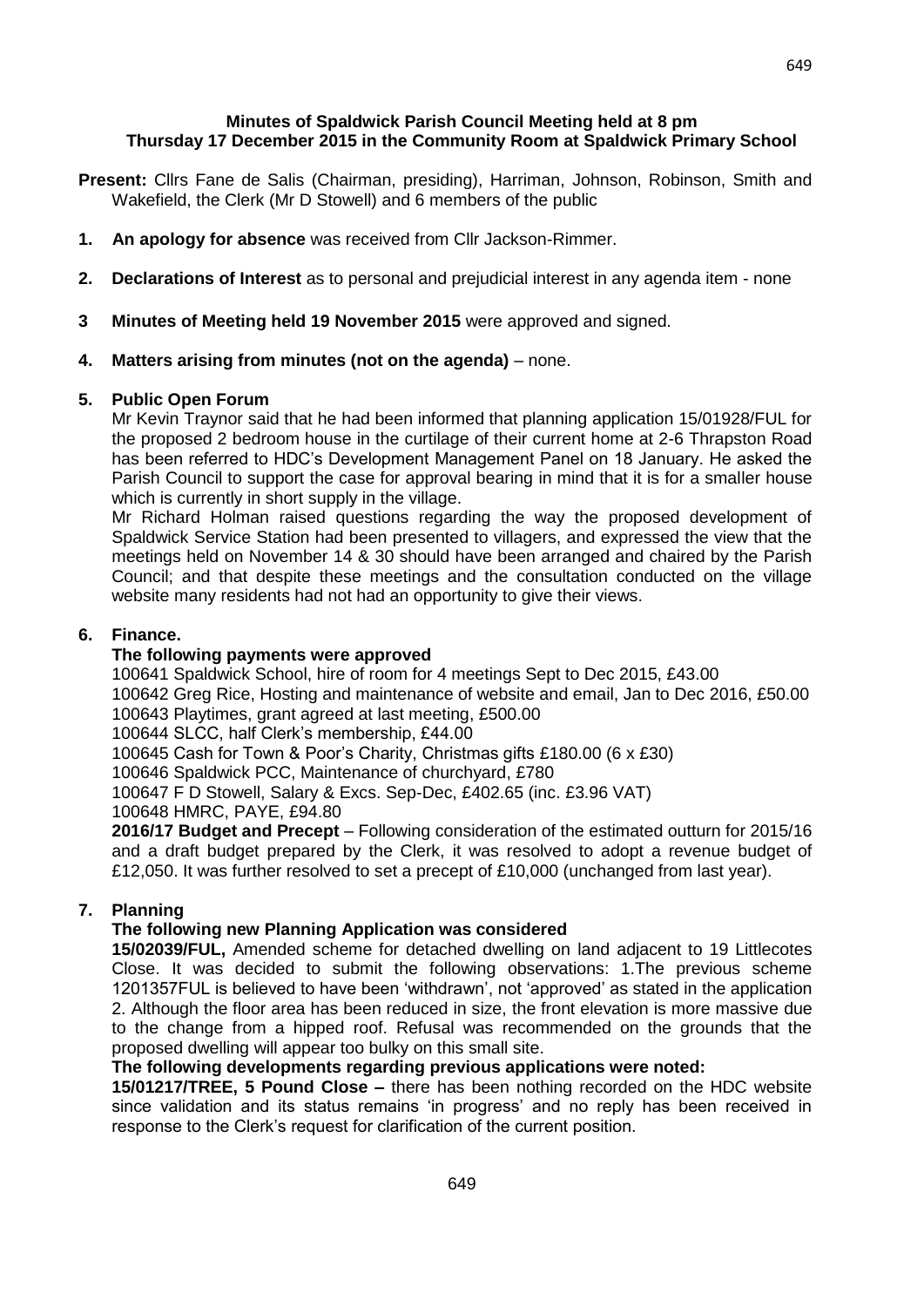**Minutes of Spaldwick Parish Council Meeting held at 8 pm Thursday 17 December 2015 in the Community Room at Spaldwick Primary School**

**Present:** Cllrs Fane de Salis (Chairman, presiding), Harriman, Johnson, Robinson, Smith and Wakefield, the Clerk (Mr D Stowell) and 6 members of the public

1. **An apology for absence** was received from Cllr Jackson-Rimmer.

2. **Declarations of Interest** as to personal and prejudicial interest in any agenda item - none

3. **Minutes of Meeting held 19 November 2015** were approved and signed.

4. **Matters arising from minutes (not on the agenda)** – none.

5. **Public Open Forum**

   Mr Kevin Traynor said that he had been informed that planning application 15/01928/FUL for the proposed 2 bedroom house in the curtilage of their current home at 2-6 Thrapston Road has been referred to HDC's Development Management Panel on 18 January. He asked the Parish Council to support the case for approval bearing in mind that it is for a smaller house which is currently in short supply in the village.

   Mr Richard Holman raised questions regarding the way the proposed development of Spaldwick Service Station had been presented to villagers, and expressed the view that the meetings held on November 14 & 30 should have been arranged and chaired by the Parish Council; and that despite these meetings and the consultation conducted on the village website many residents had not had an opportunity to give their views.

6. **Finance.**

   **The following payments were approved**

   100641 Spaldwick School, hire of room for 4 meetings Sept to Dec 2015, £43.00
   100642 Greg Rice, Hosting and maintenance of website and email, Jan to Dec 2016, £50.00
   100643 Playtimes, grant agreed at last meeting, £500.00
   100644 SLCC, half Clerk's membership, £44.00
   100645 Cash for Town & Poor's Charity, Christmas gifts £180.00 (6 x £30)
   100646 Spaldwick PCC, Maintenance of churchyard, £780
   100647 F D Stowell, Salary & Excs. Sep-Dec, £402.65 (inc. £3.96 VAT)
   100648 HMRC, PAYE, £94.80

   **2016/17 Budget and Precept** – Following consideration of the estimated outturn for 2015/16 and a draft budget prepared by the Clerk, it was resolved to adopt a revenue budget of £12,050. It was further resolved to set a precept of £10,000 (unchanged from last year).

7. **Planning**

   **The following new Planning Application was considered**

   **15/02039/FUL,** Amended scheme for detached dwelling on land adjacent to 19 Littlecotes Close. It was decided to submit the following observations: 1.The previous scheme 1201357FUL is believed to have been 'withdrawn', not 'approved' as stated in the application 2. Although the floor area has been reduced in size, the front elevation is more massive due to the change from a hipped roof. Refusal was recommended on the grounds that the proposed dwelling will appear too bulky on this small site.

   **The following developments regarding previous applications were noted:**

   **15/01217/TREE, 5 Pound Close –** there has been nothing recorded on the HDC website since validation and its status remains 'in progress' and no reply has been received in response to the Clerk's request for clarification of the current position.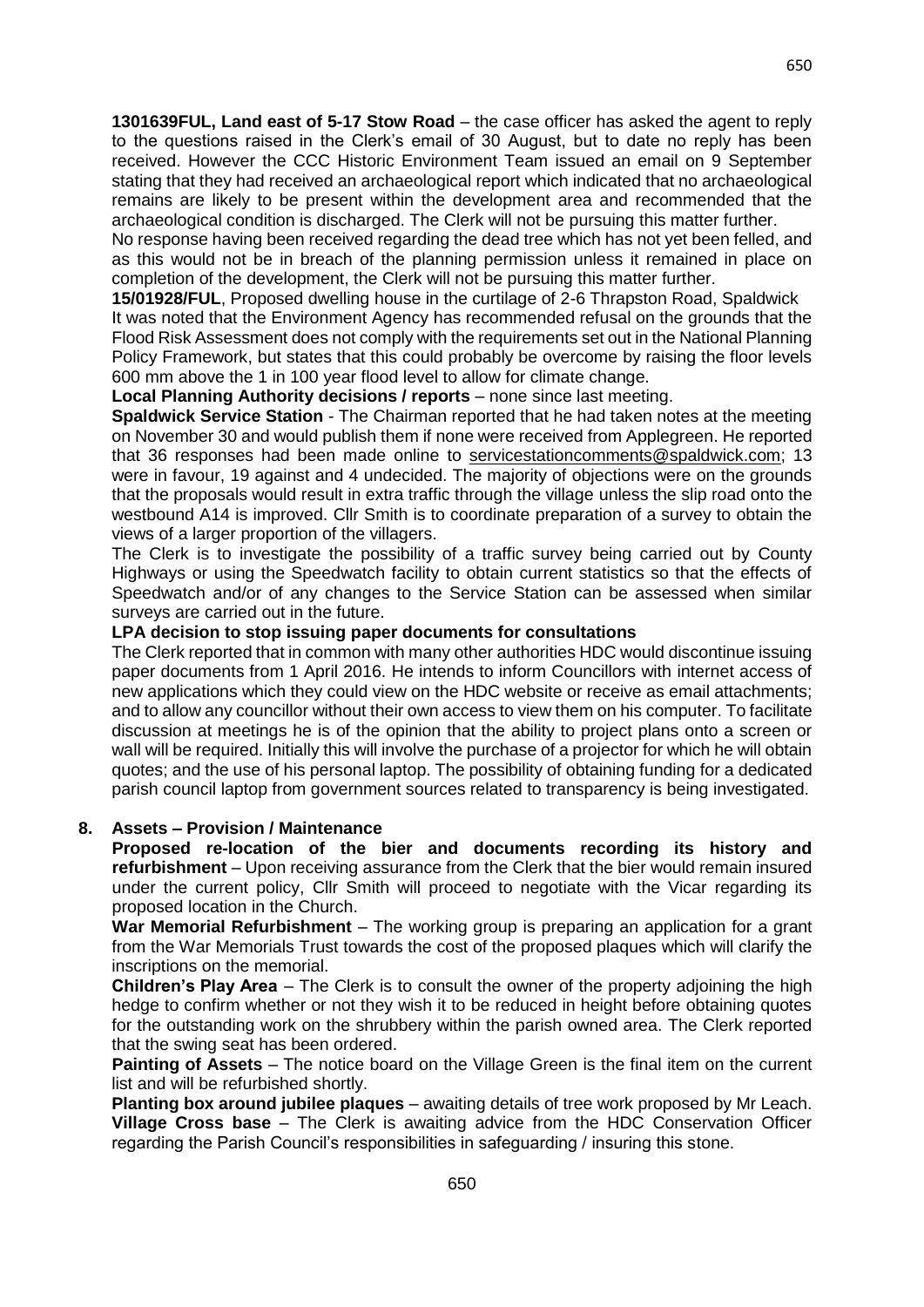**1301639FUL, Land east of 5-17 Stow Road** – the case officer has asked the agent to reply to the questions raised in the Clerk's email of 30 August, but to date no reply has been received. However the CCC Historic Environment Team issued an email on 9 September stating that they had received an archaeological report which indicated that no archaeological remains are likely to be present within the development area and recommended that the archaeological condition is discharged. The Clerk will not be pursuing this matter further.

No response having been received regarding the dead tree which has not yet been felled, and as this would not be in breach of the planning permission unless it remained in place on completion of the development, the Clerk will not be pursuing this matter further.

**15/01928/FUL**, Proposed dwelling house in the curtilage of 2-6 Thrapston Road, Spaldwick

It was noted that the Environment Agency has recommended refusal on the grounds that the Flood Risk Assessment does not comply with the requirements set out in the National Planning Policy Framework, but states that this could probably be overcome by raising the floor levels 600 mm above the 1 in 100 year flood level to allow for climate change.

**Local Planning Authority decisions / reports** – none since last meeting.

**Spaldwick Service Station** - The Chairman reported that he had taken notes at the meeting on November 30 and would publish them if none were received from Applegreen. He reported that 36 responses had been made online to servicestationcomments@spaldwick.com; 13 were in favour, 19 against and 4 undecided. The majority of objections were on the grounds that the proposals would result in extra traffic through the village unless the slip road onto the westbound A14 is improved. Cllr Smith is to coordinate preparation of a survey to obtain the views of a larger proportion of the villagers.

The Clerk is to investigate the possibility of a traffic survey being carried out by County Highways or using the Speedwatch facility to obtain current statistics so that the effects of Speedwatch and/or of any changes to the Service Station can be assessed when similar surveys are carried out in the future.

**LPA decision to stop issuing paper documents for consultations**

The Clerk reported that in common with many other authorities HDC would discontinue issuing paper documents from 1 April 2016. He intends to inform Councillors with internet access of new applications which they could view on the HDC website or receive as email attachments; and to allow any councillor without their own access to view them on his computer. To facilitate discussion at meetings he is of the opinion that the ability to project plans onto a screen or wall will be required. Initially this will involve the purchase of a projector for which he will obtain quotes; and the use of his personal laptop. The possibility of obtaining funding for a dedicated parish council laptop from government sources related to transparency is being investigated.

## 8. Assets – Provision / Maintenance

**Proposed re-location of the bier and documents recording its history and refurbishment** – Upon receiving assurance from the Clerk that the bier would remain insured under the current policy, Cllr Smith will proceed to negotiate with the Vicar regarding its proposed location in the Church.

**War Memorial Refurbishment** – The working group is preparing an application for a grant from the War Memorials Trust towards the cost of the proposed plaques which will clarify the inscriptions on the memorial.

**Children's Play Area** – The Clerk is to consult the owner of the property adjoining the high hedge to confirm whether or not they wish it to be reduced in height before obtaining quotes for the outstanding work on the shrubbery within the parish owned area. The Clerk reported that the swing seat has been ordered.

**Painting of Assets** – The notice board on the Village Green is the final item on the current list and will be refurbished shortly.

**Planting box around jubilee plaques** – awaiting details of tree work proposed by Mr Leach.

**Village Cross base** – The Clerk is awaiting advice from the HDC Conservation Officer regarding the Parish Council's responsibilities in safeguarding / insuring this stone.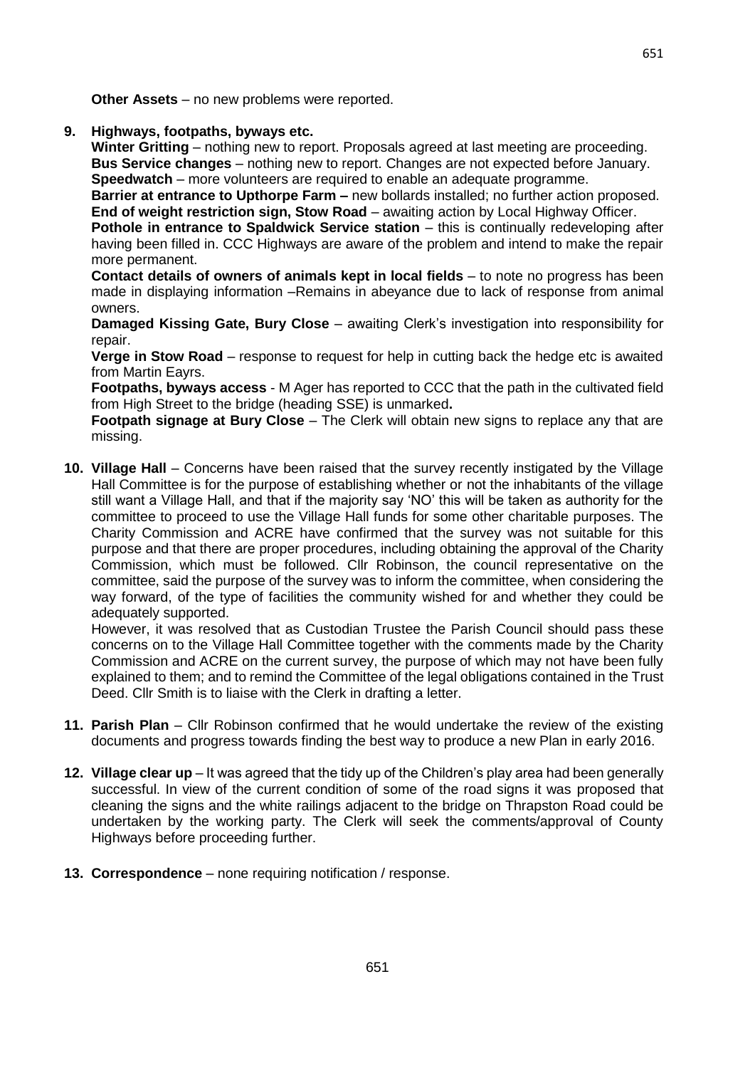**Other Assets** – no new problems were reported.

**9. Highways, footpaths, byways etc.**

**Winter Gritting** – nothing new to report. Proposals agreed at last meeting are proceeding.
**Bus Service changes** – nothing new to report. Changes are not expected before January.
**Speedwatch** – more volunteers are required to enable an adequate programme.
**Barrier at entrance to Upthorpe Farm –** new bollards installed; no further action proposed.
**End of weight restriction sign, Stow Road** – awaiting action by Local Highway Officer.
**Pothole in entrance to Spaldwick Service station** – this is continually redeveloping after having been filled in. CCC Highways are aware of the problem and intend to make the repair more permanent.
**Contact details of owners of animals kept in local fields** – to note no progress has been made in displaying information –Remains in abeyance due to lack of response from animal owners.
**Damaged Kissing Gate, Bury Close** – awaiting Clerk's investigation into responsibility for repair.
**Verge in Stow Road** – response to request for help in cutting back the hedge etc is awaited from Martin Eayrs.
**Footpaths, byways access** - M Ager has reported to CCC that the path in the cultivated field from High Street to the bridge (heading SSE) is unmarked**.**
**Footpath signage at Bury Close** – The Clerk will obtain new signs to replace any that are missing.

**10. Village Hall** – Concerns have been raised that the survey recently instigated by the Village Hall Committee is for the purpose of establishing whether or not the inhabitants of the village still want a Village Hall, and that if the majority say 'NO' this will be taken as authority for the committee to proceed to use the Village Hall funds for some other charitable purposes. The Charity Commission and ACRE have confirmed that the survey was not suitable for this purpose and that there are proper procedures, including obtaining the approval of the Charity Commission, which must be followed. Cllr Robinson, the council representative on the committee, said the purpose of the survey was to inform the committee, when considering the way forward, of the type of facilities the community wished for and whether they could be adequately supported.

However, it was resolved that as Custodian Trustee the Parish Council should pass these concerns on to the Village Hall Committee together with the comments made by the Charity Commission and ACRE on the current survey, the purpose of which may not have been fully explained to them; and to remind the Committee of the legal obligations contained in the Trust Deed. Cllr Smith is to liaise with the Clerk in drafting a letter.

**11. Parish Plan** – Cllr Robinson confirmed that he would undertake the review of the existing documents and progress towards finding the best way to produce a new Plan in early 2016.

**12. Village clear up** – It was agreed that the tidy up of the Children's play area had been generally successful. In view of the current condition of some of the road signs it was proposed that cleaning the signs and the white railings adjacent to the bridge on Thrapston Road could be undertaken by the working party. The Clerk will seek the comments/approval of County Highways before proceeding further.

**13. Correspondence** – none requiring notification / response.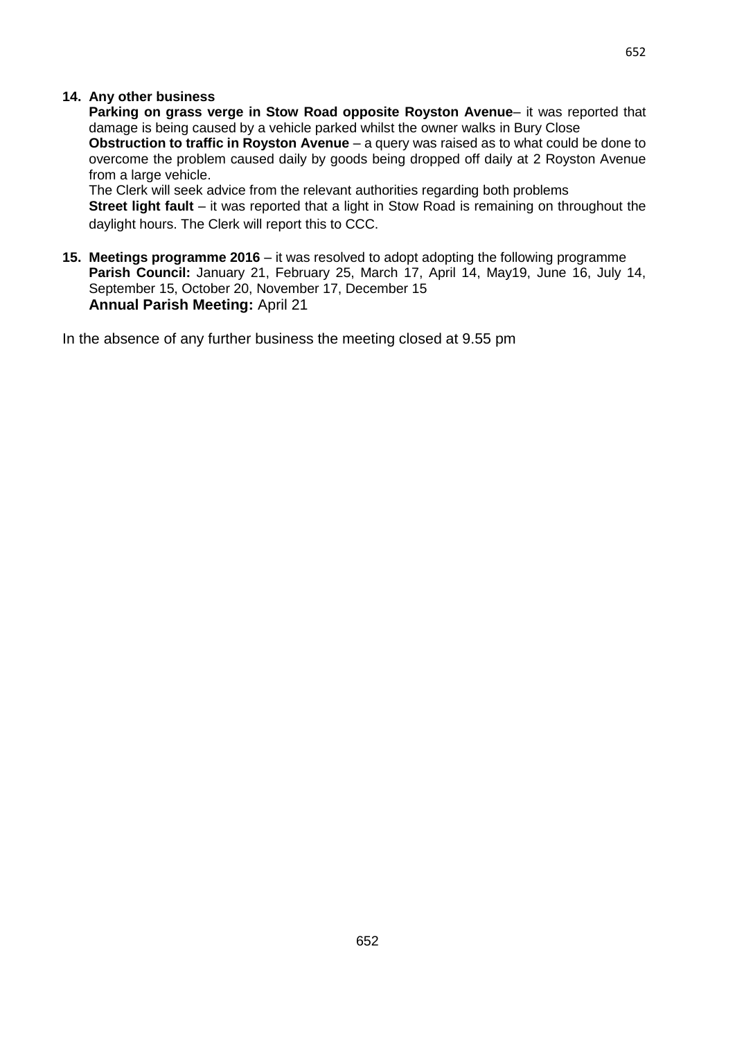**14. Any other business**

**Parking on grass verge in Stow Road opposite Royston Avenue**– it was reported that damage is being caused by a vehicle parked whilst the owner walks in Bury Close

**Obstruction to traffic in Royston Avenue** – a query was raised as to what could be done to overcome the problem caused daily by goods being dropped off daily at 2 Royston Avenue from a large vehicle.

The Clerk will seek advice from the relevant authorities regarding both problems

**Street light fault** – it was reported that a light in Stow Road is remaining on throughout the daylight hours. The Clerk will report this to CCC.

**15. Meetings programme 2016** – it was resolved to adopt adopting the following programme

**Parish Council:** January 21, February 25, March 17, April 14, May19, June 16, July 14, September 15, October 20, November 17, December 15

**Annual Parish Meeting:** April 21

In the absence of any further business the meeting closed at 9.55 pm